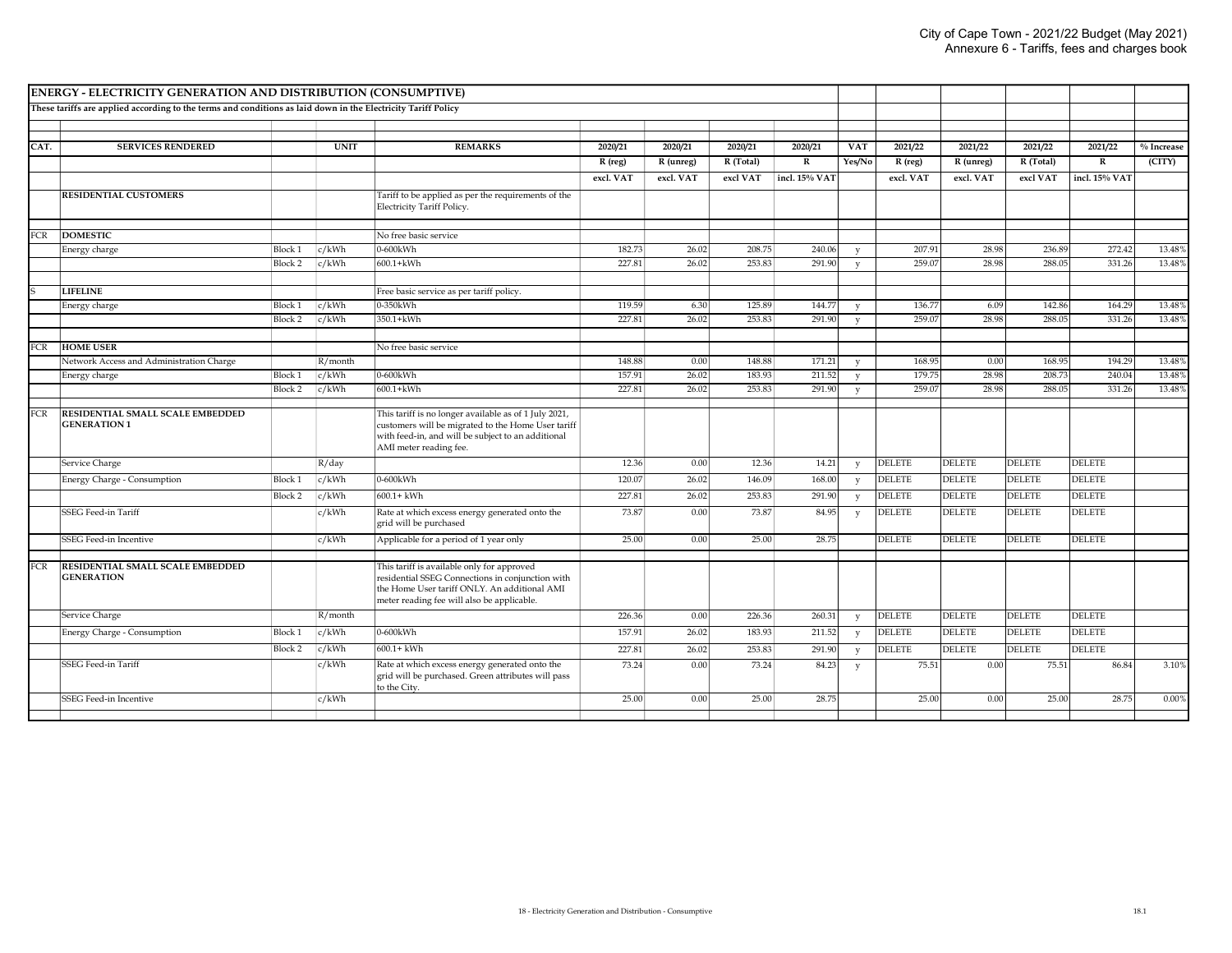## ENERGY - ELECTRICITY GENERATION AND DISTRIBUTION (CONSUMPTIVE)

**These tariffs are applied according to the terms and conditions as laid down in the Electricity Tariff Policy**

| CAT. | SERVICES RENDERED | | UNIT | REMARKS | 2020/21 | 2020/21 | 2020/21 | 2020/21 | VAT | 2021/22 | 2021/22 | 2021/22 | 2021/22 | % Increase |
|---|---|---|---|---|---|---|---|---|---|---|---|---|---|---|
| | | | | | R (reg) | R (unreg) | R (Total) | R | Yes/No | R (reg) | R (unreg) | R (Total) | R | (CITY) |
| | | | | | excl. VAT | excl. VAT | excl VAT | incl. 15% VAT | | excl. VAT | excl. VAT | excl VAT | incl. 15% VAT | |
| | **RESIDENTIAL CUSTOMERS** | | | Tariff to be applied as per the requirements of the Electricity Tariff Policy. | | | | | | | | | | |
| FCR | **DOMESTIC** | | | No free basic service | | | | | | | | | | |
| | Energy charge | Block 1 | c/kWh | 0-600kWh | 182.73 | 26.02 | 208.75 | 240.06 | y | 207.91 | 28.98 | 236.89 | 272.42 | 13.48% |
| | | Block 2 | c/kWh | 600.1+kWh | 227.81 | 26.02 | 253.83 | 291.90 | y | 259.07 | 28.98 | 288.05 | 331.26 | 13.48% |
| S | **LIFELINE** | | | Free basic service as per tariff policy. | | | | | | | | | | |
| | Energy charge | Block 1 | c/kWh | 0-350kWh | 119.59 | 6.30 | 125.89 | 144.77 | y | 136.77 | 6.09 | 142.86 | 164.29 | 13.48% |
| | | Block 2 | c/kWh | 350.1+kWh | 227.81 | 26.02 | 253.83 | 291.90 | y | 259.07 | 28.98 | 288.05 | 331.26 | 13.48% |
| FCR | **HOME USER** | | | No free basic service | | | | | | | | | | |
| | Network Access and Administration Charge | | R/month | | 148.88 | 0.00 | 148.88 | 171.21 | y | 168.95 | 0.00 | 168.95 | 194.29 | 13.48% |
| | Energy charge | Block 1 | c/kWh | 0-600kWh | 157.91 | 26.02 | 183.93 | 211.52 | y | 179.75 | 28.98 | 208.73 | 240.04 | 13.48% |
| | | Block 2 | c/kWh | 600.1+kWh | 227.81 | 26.02 | 253.83 | 291.90 | y | 259.07 | 28.98 | 288.05 | 331.26 | 13.48% |
| FCR | **RESIDENTIAL SMALL SCALE EMBEDDED GENERATION 1** | | | This tariff is no longer available as of 1 July 2021, customers will be migrated to the Home User tariff with feed-in, and will be subject to an additional AMI meter reading fee. | | | | | | | | | | |
| | Service Charge | | R/day | | 12.36 | 0.00 | 12.36 | 14.21 | y | DELETE | DELETE | DELETE | DELETE | |
| | Energy Charge - Consumption | Block 1 | c/kWh | 0-600kWh | 120.07 | 26.02 | 146.09 | 168.00 | y | DELETE | DELETE | DELETE | DELETE | |
| | | Block 2 | c/kWh | 600.1+ kWh | 227.81 | 26.02 | 253.83 | 291.90 | y | DELETE | DELETE | DELETE | DELETE | |
| | SSEG Feed-in Tariff | | c/kWh | Rate at which excess energy generated onto the grid will be purchased | 73.87 | 0.00 | 73.87 | 84.95 | y | DELETE | DELETE | DELETE | DELETE | |
| | SSEG Feed-in Incentive | | c/kWh | Applicable for a period of 1 year only | 25.00 | 0.00 | 25.00 | 28.75 | | DELETE | DELETE | DELETE | DELETE | |
| FCR | **RESIDENTIAL SMALL SCALE EMBEDDED GENERATION** | | | This tariff is available only for approved residential SSEG Connections in conjunction with the Home User tariff ONLY. An additional AMI meter reading fee will also be applicable. | | | | | | | | | | |
| | Service Charge | | R/month | | 226.36 | 0.00 | 226.36 | 260.31 | y | DELETE | DELETE | DELETE | DELETE | |
| | Energy Charge - Consumption | Block 1 | c/kWh | 0-600kWh | 157.91 | 26.02 | 183.93 | 211.52 | y | DELETE | DELETE | DELETE | DELETE | |
| | | Block 2 | c/kWh | 600.1+ kWh | 227.81 | 26.02 | 253.83 | 291.90 | y | DELETE | DELETE | DELETE | DELETE | |
| | SSEG Feed-in Tariff | | c/kWh | Rate at which excess energy generated onto the grid will be purchased. Green attributes will pass to the City. | 73.24 | 0.00 | 73.24 | 84.23 | y | 75.51 | 0.00 | 75.51 | 86.84 | 3.10% |
| | SSEG Feed-in Incentive | | c/kWh | | 25.00 | 0.00 | 25.00 | 28.75 | | 25.00 | 0.00 | 25.00 | 28.75 | 0.00% |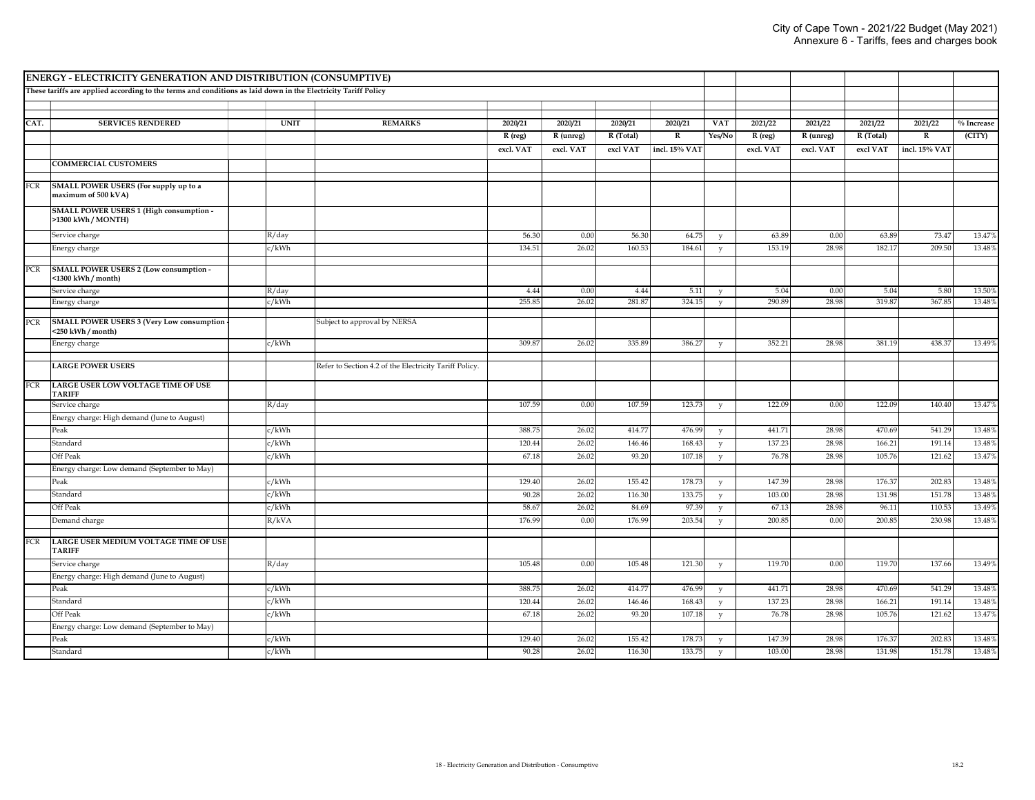## ENERGY - ELECTRICITY GENERATION AND DISTRIBUTION (CONSUMPTIVE)

These tariffs are applied according to the terms and conditions as laid down in the Electricity Tariff Policy

| CAT. | SERVICES RENDERED | UNIT | REMARKS | 2020/21 | 2020/21 | 2020/21 | 2020/21 | VAT | 2021/22 | 2021/22 | 2021/22 | 2021/22 | % Increase |
|---|---|---|---|---|---|---|---|---|---|---|---|---|---|
| | | | | R (reg) | R (unreg) | R (Total) | R | Yes/No | R (reg) | R (unreg) | R (Total) | R | (CITY) |
| | | | | excl. VAT | excl. VAT | excl VAT | incl. 15% VAT | | excl. VAT | excl. VAT | excl VAT | incl. 15% VAT | |
| | **COMMERCIAL CUSTOMERS** | | | | | | | | | | | | |
| FCR | **SMALL POWER USERS (For supply up to a maximum of 500 kVA)** | | | | | | | | | | | | |
| | **SMALL POWER USERS 1 (High consumption - >1300 kWh / MONTH)** | | | | | | | | | | | | |
| | Service charge | R/day | | 56.30 | 0.00 | 56.30 | 64.75 | y | 63.89 | 0.00 | 63.89 | 73.47 | 13.47% |
| | Energy charge | c/kWh | | 134.51 | 26.02 | 160.53 | 184.61 | y | 153.19 | 28.98 | 182.17 | 209.50 | 13.48% |
| PCR | **SMALL POWER USERS 2 (Low consumption - <1300 kWh / month)** | | | | | | | | | | | | |
| | Service charge | R/day | | 4.44 | 0.00 | 4.44 | 5.11 | y | 5.04 | 0.00 | 5.04 | 5.80 | 13.50% |
| | Energy charge | c/kWh | | 255.85 | 26.02 | 281.87 | 324.15 | y | 290.89 | 28.98 | 319.87 | 367.85 | 13.48% |
| PCR | **SMALL POWER USERS 3 (Very Low consumption - <250 kWh / month)** | | Subject to approval by NERSA | | | | | | | | | | |
| | Energy charge | c/kWh | | 309.87 | 26.02 | 335.89 | 386.27 | y | 352.21 | 28.98 | 381.19 | 438.37 | 13.49% |
| | **LARGE POWER USERS** | | Refer to Section 4.2 of the Electricity Tariff Policy. | | | | | | | | | | |
| FCR | **LARGE USER LOW VOLTAGE TIME OF USE TARIFF** | | | | | | | | | | | | |
| | Service charge | R/day | | 107.59 | 0.00 | 107.59 | 123.73 | y | 122.09 | 0.00 | 122.09 | 140.40 | 13.47% |
| | Energy charge: High demand (June to August) | | | | | | | | | | | | |
| | Peak | c/kWh | | 388.75 | 26.02 | 414.77 | 476.99 | y | 441.71 | 28.98 | 470.69 | 541.29 | 13.48% |
| | Standard | c/kWh | | 120.44 | 26.02 | 146.46 | 168.43 | y | 137.23 | 28.98 | 166.21 | 191.14 | 13.48% |
| | Off Peak | c/kWh | | 67.18 | 26.02 | 93.20 | 107.18 | y | 76.78 | 28.98 | 105.76 | 121.62 | 13.47% |
| | Energy charge: Low demand (September to May) | | | | | | | | | | | | |
| | Peak | c/kWh | | 129.40 | 26.02 | 155.42 | 178.73 | y | 147.39 | 28.98 | 176.37 | 202.83 | 13.48% |
| | Standard | c/kWh | | 90.28 | 26.02 | 116.30 | 133.75 | y | 103.00 | 28.98 | 131.98 | 151.78 | 13.48% |
| | Off Peak | c/kWh | | 58.67 | 26.02 | 84.69 | 97.39 | y | 67.13 | 28.98 | 96.11 | 110.53 | 13.49% |
| | Demand charge | R/kVA | | 176.99 | 0.00 | 176.99 | 203.54 | y | 200.85 | 0.00 | 200.85 | 230.98 | 13.48% |
| FCR | **LARGE USER MEDIUM VOLTAGE TIME OF USE TARIFF** | | | | | | | | | | | | |
| | Service charge | R/day | | 105.48 | 0.00 | 105.48 | 121.30 | y | 119.70 | 0.00 | 119.70 | 137.66 | 13.49% |
| | Energy charge: High demand (June to August) | | | | | | | | | | | | |
| | Peak | c/kWh | | 388.75 | 26.02 | 414.77 | 476.99 | y | 441.71 | 28.98 | 470.69 | 541.29 | 13.48% |
| | Standard | c/kWh | | 120.44 | 26.02 | 146.46 | 168.43 | y | 137.23 | 28.98 | 166.21 | 191.14 | 13.48% |
| | Off Peak | c/kWh | | 67.18 | 26.02 | 93.20 | 107.18 | y | 76.78 | 28.98 | 105.76 | 121.62 | 13.47% |
| | Energy charge: Low demand (September to May) | | | | | | | | | | | | |
| | Peak | c/kWh | | 129.40 | 26.02 | 155.42 | 178.73 | y | 147.39 | 28.98 | 176.37 | 202.83 | 13.48% |
| | Standard | c/kWh | | 90.28 | 26.02 | 116.30 | 133.75 | y | 103.00 | 28.98 | 131.98 | 151.78 | 13.48% |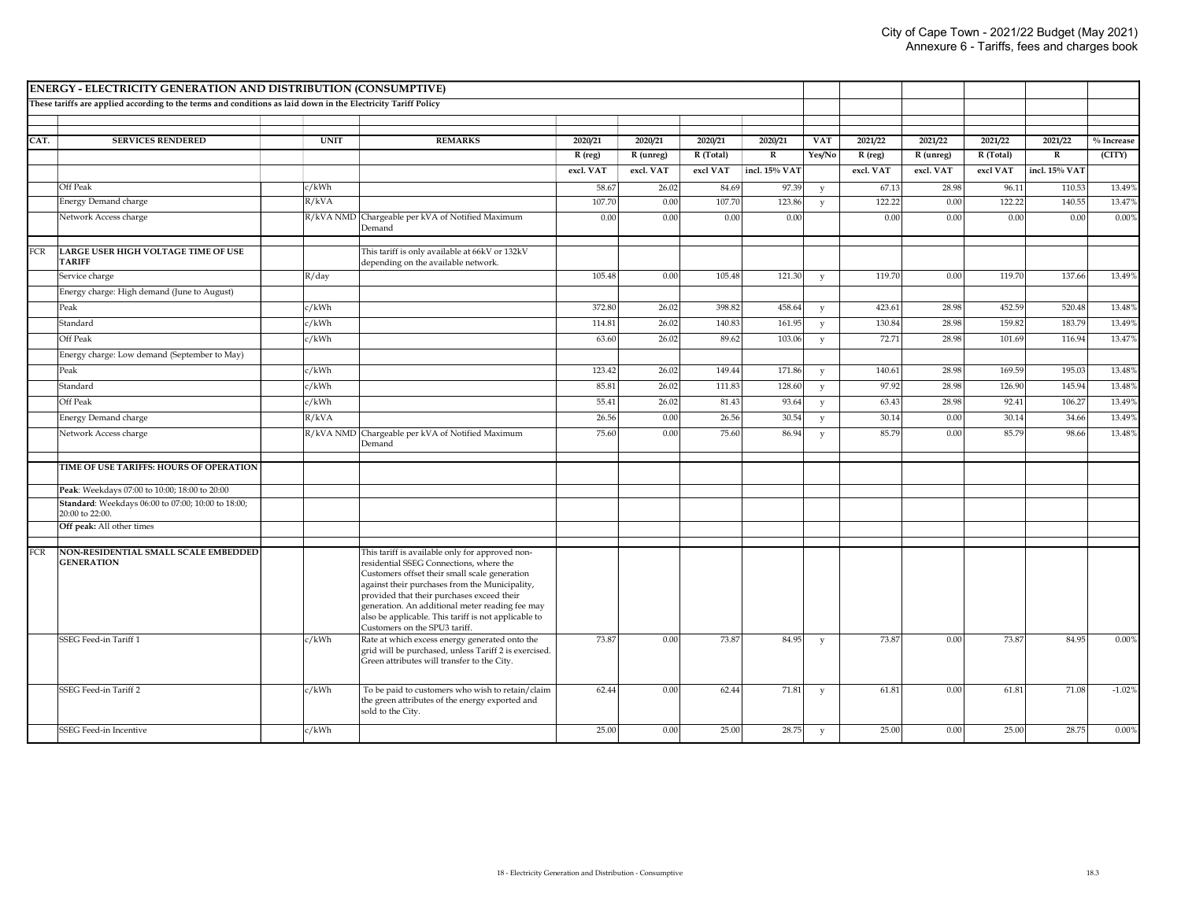| ENERGY - ELECTRICITY GENERATION AND DISTRIBUTION (CONSUMPTIVE) | | | | | | | | | | | | | |
|---|---|---|---|---|---|---|---|---|---|---|---|---|---|
| These tariffs are applied according to the terms and conditions as laid down in the Electricity Tariff Policy | | | | | | | | | | | | | |
| CAT. | SERVICES RENDERED | UNIT | REMARKS | 2020/21 | 2020/21 | 2020/21 | 2020/21 | VAT | 2021/22 | 2021/22 | 2021/22 | 2021/22 | % Increase |
| | | | | R (reg) | R (unreg) | R (Total) | R | Yes/No | R (reg) | R (unreg) | R (Total) | R | (CITY) |
| | | | | excl. VAT | excl. VAT | excl VAT | incl. 15% VAT | | excl. VAT | excl. VAT | excl VAT | incl. 15% VAT | |
| | Off Peak | c/kWh | | 58.67 | 26.02 | 84.69 | 97.39 | y | 67.13 | 28.98 | 96.11 | 110.53 | 13.49% |
| | Energy Demand charge | R/kVA | | 107.70 | 0.00 | 107.70 | 123.86 | y | 122.22 | 0.00 | 122.22 | 140.55 | 13.47% |
| | Network Access charge | R/kVA NMD | Chargeable per kVA of Notified Maximum Demand | 0.00 | 0.00 | 0.00 | 0.00 | | 0.00 | 0.00 | 0.00 | 0.00 | 0.00% |
| FCR | **LARGE USER HIGH VOLTAGE TIME OF USE TARIFF** | | This tariff is only available at 66kV or 132kV depending on the available network. | | | | | | | | | | |
| | Service charge | R/day | | 105.48 | 0.00 | 105.48 | 121.30 | y | 119.70 | 0.00 | 119.70 | 137.66 | 13.49% |
| | Energy charge: High demand (June to August) | | | | | | | | | | | | |
| | Peak | c/kWh | | 372.80 | 26.02 | 398.82 | 458.64 | y | 423.61 | 28.98 | 452.59 | 520.48 | 13.48% |
| | Standard | c/kWh | | 114.81 | 26.02 | 140.83 | 161.95 | y | 130.84 | 28.98 | 159.82 | 183.79 | 13.49% |
| | Off Peak | c/kWh | | 63.60 | 26.02 | 89.62 | 103.06 | y | 72.71 | 28.98 | 101.69 | 116.94 | 13.47% |
| | Energy charge: Low demand (September to May) | | | | | | | | | | | | |
| | Peak | c/kWh | | 123.42 | 26.02 | 149.44 | 171.86 | y | 140.61 | 28.98 | 169.59 | 195.03 | 13.48% |
| | Standard | c/kWh | | 85.81 | 26.02 | 111.83 | 128.60 | y | 97.92 | 28.98 | 126.90 | 145.94 | 13.48% |
| | Off Peak | c/kWh | | 55.41 | 26.02 | 81.43 | 93.64 | y | 63.43 | 28.98 | 92.41 | 106.27 | 13.49% |
| | Energy Demand charge | R/kVA | | 26.56 | 0.00 | 26.56 | 30.54 | y | 30.14 | 0.00 | 30.14 | 34.66 | 13.49% |
| | Network Access charge | R/kVA NMD | Chargeable per kVA of Notified Maximum Demand | 75.60 | 0.00 | 75.60 | 86.94 | y | 85.79 | 0.00 | 85.79 | 98.66 | 13.48% |
| | **TIME OF USE TARIFFS: HOURS OF OPERATION** | | | | | | | | | | | | |
| | **Peak**: Weekdays 07:00 to 10:00; 18:00 to 20:00 | | | | | | | | | | | | |
| | **Standard**: Weekdays 06:00 to 07:00; 10:00 to 18:00; 20:00 to 22:00. | | | | | | | | | | | | |
| | **Off peak:** All other times | | | | | | | | | | | | |
| FCR | **NON-RESIDENTIAL SMALL SCALE EMBEDDED GENERATION** | | This tariff is available only for approved non-residential SSEG Connections, where the Customers offset their small scale generation against their purchases from the Municipality, provided that their purchases exceed their generation. An additional meter reading fee may also be applicable. This tariff is not applicable to Customers on the SPU3 tariff. | | | | | | | | | | |
| | SSEG Feed-in Tariff 1 | c/kWh | Rate at which excess energy generated onto the grid will be purchased, unless Tariff 2 is exercised. Green attributes will transfer to the City. | 73.87 | 0.00 | 73.87 | 84.95 | y | 73.87 | 0.00 | 73.87 | 84.95 | 0.00% |
| | SSEG Feed-in Tariff 2 | c/kWh | To be paid to customers who wish to retain/claim the green attributes of the energy exported and sold to the City. | 62.44 | 0.00 | 62.44 | 71.81 | y | 61.81 | 0.00 | 61.81 | 71.08 | -1.02% |
| | SSEG Feed-in Incentive | c/kWh | | 25.00 | 0.00 | 25.00 | 28.75 | y | 25.00 | 0.00 | 25.00 | 28.75 | 0.00% |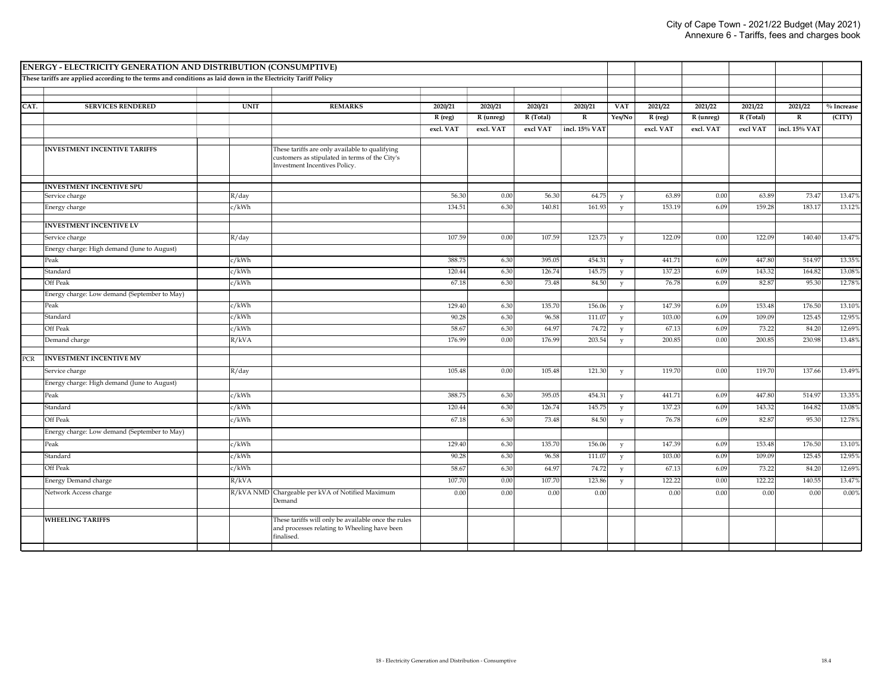## ENERGY - ELECTRICITY GENERATION AND DISTRIBUTION (CONSUMPTIVE)

**These tariffs are applied according to the terms and conditions as laid down in the Electricity Tariff Policy**

| CAT. | SERVICES RENDERED | UNIT | REMARKS | 2020/21 R (reg) excl. VAT | 2020/21 R (unreg) excl. VAT | 2020/21 R (Total) excl VAT | 2020/21 R incl. 15% VAT | VAT Yes/No | 2021/22 R (reg) excl. VAT | 2021/22 R (unreg) excl. VAT | 2021/22 R (Total) excl VAT | 2021/22 R incl. 15% VAT | % Increase (CITY) |
|---|---|---|---|---|---|---|---|---|---|---|---|---|---|
| | **INVESTMENT INCENTIVE TARIFFS** | | These tariffs are only available to qualifying customers as stipulated in terms of the City's Investment Incentives Policy. | | | | | | | | | | |
| | **INVESTMENT INCENTIVE SPU** | | | | | | | | | | | | |
| | Service charge | R/day | | 56.30 | 0.00 | 56.30 | 64.75 | y | 63.89 | 0.00 | 63.89 | 73.47 | 13.47% |
| | Energy charge | c/kWh | | 134.51 | 6.30 | 140.81 | 161.93 | y | 153.19 | 6.09 | 159.28 | 183.17 | 13.12% |
| | **INVESTMENT INCENTIVE LV** | | | | | | | | | | | | |
| | Service charge | R/day | | 107.59 | 0.00 | 107.59 | 123.73 | y | 122.09 | 0.00 | 122.09 | 140.40 | 13.47% |
| | Energy charge: High demand (June to August) | | | | | | | | | | | | |
| | Peak | c/kWh | | 388.75 | 6.30 | 395.05 | 454.31 | y | 441.71 | 6.09 | 447.80 | 514.97 | 13.35% |
| | Standard | c/kWh | | 120.44 | 6.30 | 126.74 | 145.75 | y | 137.23 | 6.09 | 143.32 | 164.82 | 13.08% |
| | Off Peak | c/kWh | | 67.18 | 6.30 | 73.48 | 84.50 | y | 76.78 | 6.09 | 82.87 | 95.30 | 12.78% |
| | Energy charge: Low demand (September to May) | | | | | | | | | | | | |
| | Peak | c/kWh | | 129.40 | 6.30 | 135.70 | 156.06 | y | 147.39 | 6.09 | 153.48 | 176.50 | 13.10% |
| | Standard | c/kWh | | 90.28 | 6.30 | 96.58 | 111.07 | y | 103.00 | 6.09 | 109.09 | 125.45 | 12.95% |
| | Off Peak | c/kWh | | 58.67 | 6.30 | 64.97 | 74.72 | y | 67.13 | 6.09 | 73.22 | 84.20 | 12.69% |
| | Demand charge | R/kVA | | 176.99 | 0.00 | 176.99 | 203.54 | y | 200.85 | 0.00 | 200.85 | 230.98 | 13.48% |
| PCR | **INVESTMENT INCENTIVE MV** | | | | | | | | | | | | |
| | Service charge | R/day | | 105.48 | 0.00 | 105.48 | 121.30 | y | 119.70 | 0.00 | 119.70 | 137.66 | 13.49% |
| | Energy charge: High demand (June to August) | | | | | | | | | | | | |
| | Peak | c/kWh | | 388.75 | 6.30 | 395.05 | 454.31 | y | 441.71 | 6.09 | 447.80 | 514.97 | 13.35% |
| | Standard | c/kWh | | 120.44 | 6.30 | 126.74 | 145.75 | y | 137.23 | 6.09 | 143.32 | 164.82 | 13.08% |
| | Off Peak | c/kWh | | 67.18 | 6.30 | 73.48 | 84.50 | y | 76.78 | 6.09 | 82.87 | 95.30 | 12.78% |
| | Energy charge: Low demand (September to May) | | | | | | | | | | | | |
| | Peak | c/kWh | | 129.40 | 6.30 | 135.70 | 156.06 | y | 147.39 | 6.09 | 153.48 | 176.50 | 13.10% |
| | Standard | c/kWh | | 90.28 | 6.30 | 96.58 | 111.07 | y | 103.00 | 6.09 | 109.09 | 125.45 | 12.95% |
| | Off Peak | c/kWh | | 58.67 | 6.30 | 64.97 | 74.72 | y | 67.13 | 6.09 | 73.22 | 84.20 | 12.69% |
| | Energy Demand charge | R/kVA | | 107.70 | 0.00 | 107.70 | 123.86 | y | 122.22 | 0.00 | 122.22 | 140.55 | 13.47% |
| | Network Access charge | R/kVA NMD | Chargeable per kVA of Notified Maximum Demand | 0.00 | 0.00 | 0.00 | 0.00 | | 0.00 | 0.00 | 0.00 | 0.00 | 0.00% |
| | **WHEELING TARIFFS** | | These tariffs will only be available once the rules and processes relating to Wheeling have been finalised. | | | | | | | | | | |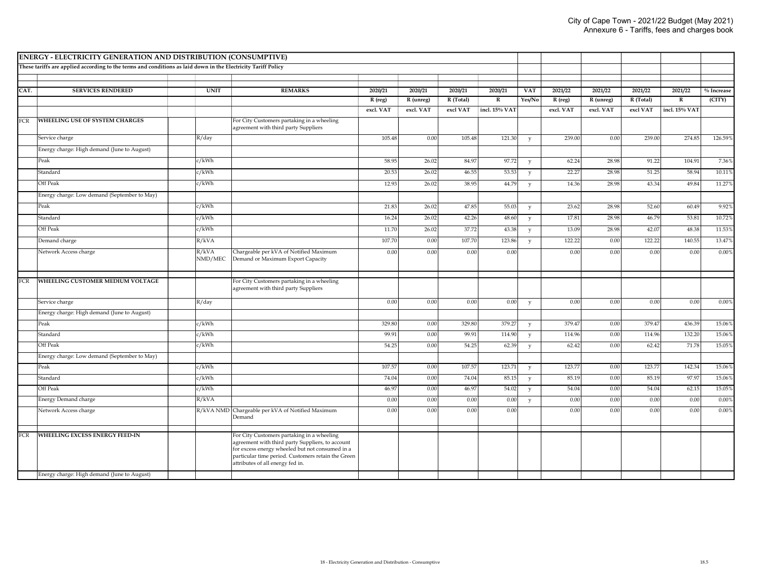## ENERGY - ELECTRICITY GENERATION AND DISTRIBUTION (CONSUMPTIVE)

These tariffs are applied according to the terms and conditions as laid down in the Electricity Tariff Policy

| CAT. | SERVICES RENDERED | UNIT | REMARKS | 2020/21 | 2020/21 | 2020/21 | 2020/21 | VAT | 2021/22 | 2021/22 | 2021/22 | 2021/22 | % Increase |
|---|---|---|---|---|---|---|---|---|---|---|---|---|---|
| | | | | R (reg) | R (unreg) | R (Total) | R | Yes/No | R (reg) | R (unreg) | R (Total) | R | (CITY) |
| | | | | excl. VAT | excl. VAT | excl VAT | incl. 15% VAT | | excl. VAT | excl. VAT | excl VAT | incl. 15% VAT | |
| FCR | **WHEELING USE OF SYSTEM CHARGES** | | For City Customers partaking in a wheeling agreement with third party Suppliers | | | | | | | | | | |
| | Service charge | R/day | | 105.48 | 0.00 | 105.48 | 121.30 | y | 239.00 | 0.00 | 239.00 | 274.85 | 126.59% |
| | Energy charge: High demand (June to August) | | | | | | | | | | | | |
| | Peak | c/kWh | | 58.95 | 26.02 | 84.97 | 97.72 | y | 62.24 | 28.98 | 91.22 | 104.91 | 7.36% |
| | Standard | c/kWh | | 20.53 | 26.02 | 46.55 | 53.53 | y | 22.27 | 28.98 | 51.25 | 58.94 | 10.11% |
| | Off Peak | c/kWh | | 12.93 | 26.02 | 38.95 | 44.79 | y | 14.36 | 28.98 | 43.34 | 49.84 | 11.27% |
| | Energy charge: Low demand (September to May) | | | | | | | | | | | | |
| | Peak | c/kWh | | 21.83 | 26.02 | 47.85 | 55.03 | y | 23.62 | 28.98 | 52.60 | 60.49 | 9.92% |
| | Standard | c/kWh | | 16.24 | 26.02 | 42.26 | 48.60 | y | 17.81 | 28.98 | 46.79 | 53.81 | 10.72% |
| | Off Peak | c/kWh | | 11.70 | 26.02 | 37.72 | 43.38 | y | 13.09 | 28.98 | 42.07 | 48.38 | 11.53% |
| | Demand charge | R/kVA | | 107.70 | 0.00 | 107.70 | 123.86 | y | 122.22 | 0.00 | 122.22 | 140.55 | 13.47% |
| | Network Access charge | R/kVA NMD/MEC | Chargeable per kVA of Notified Maximum Demand or Maximum Export Capacity | 0.00 | 0.00 | 0.00 | 0.00 | | 0.00 | 0.00 | 0.00 | 0.00 | 0.00% |
| FCR | **WHEELING CUSTOMER MEDIUM VOLTAGE** | | For City Customers partaking in a wheeling agreement with third party Suppliers | | | | | | | | | | |
| | Service charge | R/day | | 0.00 | 0.00 | 0.00 | 0.00 | y | 0.00 | 0.00 | 0.00 | 0.00 | 0.00% |
| | Energy charge: High demand (June to August) | | | | | | | | | | | | |
| | Peak | c/kWh | | 329.80 | 0.00 | 329.80 | 379.27 | y | 379.47 | 0.00 | 379.47 | 436.39 | 15.06% |
| | Standard | c/kWh | | 99.91 | 0.00 | 99.91 | 114.90 | y | 114.96 | 0.00 | 114.96 | 132.20 | 15.06% |
| | Off Peak | c/kWh | | 54.25 | 0.00 | 54.25 | 62.39 | y | 62.42 | 0.00 | 62.42 | 71.78 | 15.05% |
| | Energy charge: Low demand (September to May) | | | | | | | | | | | | |
| | Peak | c/kWh | | 107.57 | 0.00 | 107.57 | 123.71 | y | 123.77 | 0.00 | 123.77 | 142.34 | 15.06% |
| | Standard | c/kWh | | 74.04 | 0.00 | 74.04 | 85.15 | y | 85.19 | 0.00 | 85.19 | 97.97 | 15.06% |
| | Off Peak | c/kWh | | 46.97 | 0.00 | 46.97 | 54.02 | y | 54.04 | 0.00 | 54.04 | 62.15 | 15.05% |
| | Energy Demand charge | R/kVA | | 0.00 | 0.00 | 0.00 | 0.00 | y | 0.00 | 0.00 | 0.00 | 0.00 | 0.00% |
| | Network Access charge | R/kVA NMD | Chargeable per kVA of Notified Maximum Demand | 0.00 | 0.00 | 0.00 | 0.00 | | 0.00 | 0.00 | 0.00 | 0.00 | 0.00% |
| FCR | **WHEELING EXCESS ENERGY FEED-IN** | | For City Customers partaking in a wheeling agreement with third party Suppliers, to account for excess energy wheeled but not consumed in a particular time period. Customers retain the Green attributes of all energy fed in. | | | | | | | | | | |
| | Energy charge: High demand (June to August) | | | | | | | | | | | | |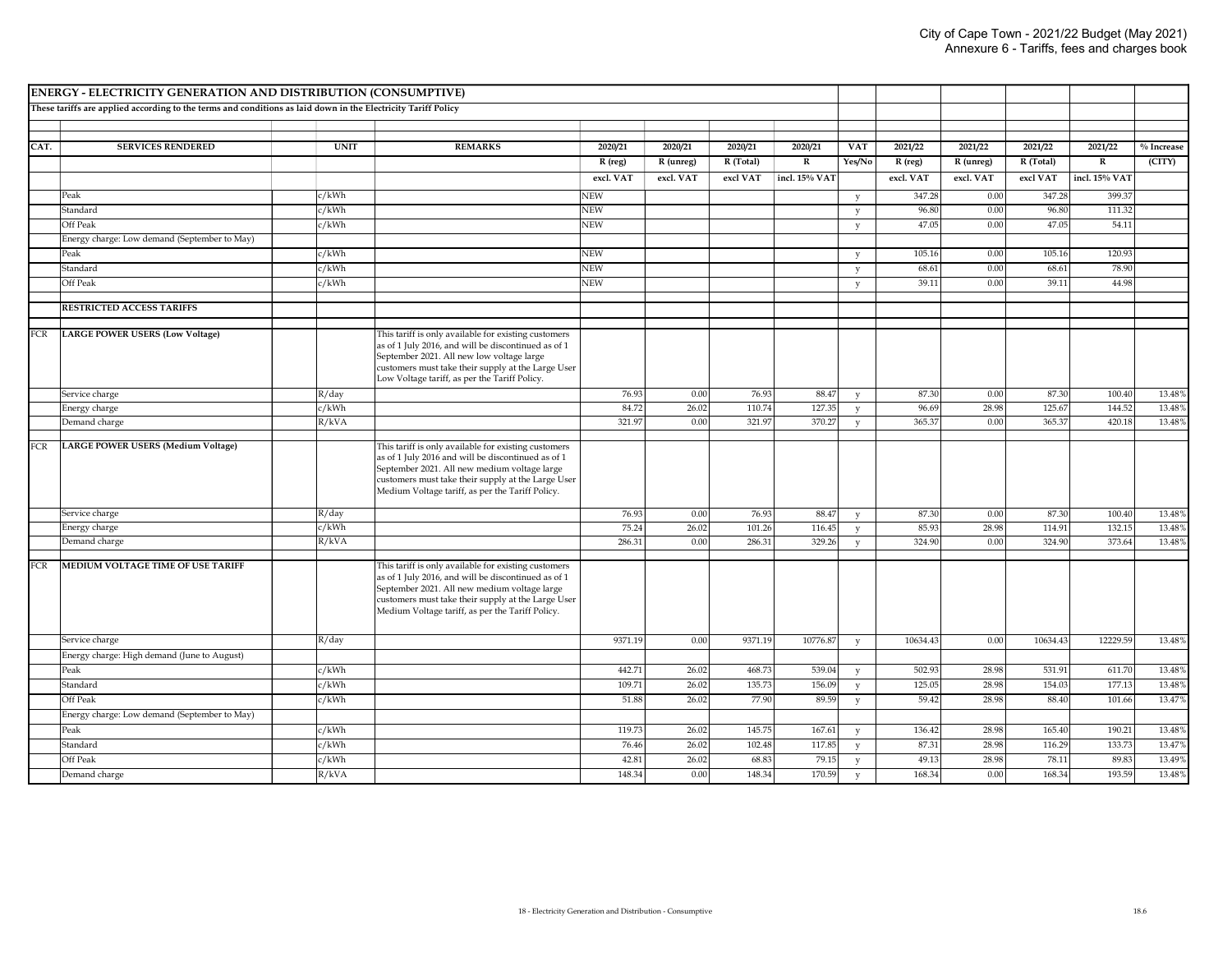| CAT. | SERVICES RENDERED | UNIT | REMARKS | 2020/21 | 2020/21 | 2020/21 | 2020/21 | VAT | 2021/22 | 2021/22 | 2021/22 | 2021/22 | % Increase |
|---|---|---|---|---|---|---|---|---|---|---|---|---|---|
| | | | | R (reg) | R (unreg) | R (Total) | R | Yes/No | R (reg) | R (unreg) | R (Total) | R | (CITY) |
| | | | | excl. VAT | excl. VAT | excl VAT | incl. 15% VAT | | excl. VAT | excl. VAT | excl VAT | incl. 15% VAT | |
| | **ENERGY - ELECTRICITY GENERATION AND DISTRIBUTION (CONSUMPTIVE)** | | | | | | | | | | | | |
| | **These tariffs are applied according to the terms and conditions as laid down in the Electricity Tariff Policy** | | | | | | | | | | | | |
| | Peak | c/kWh | | NEW | | | | y | 347.28 | 0.00 | 347.28 | 399.37 | |
| | Standard | c/kWh | | NEW | | | | y | 96.80 | 0.00 | 96.80 | 111.32 | |
| | Off Peak | c/kWh | | NEW | | | | y | 47.05 | 0.00 | 47.05 | 54.11 | |
| | Energy charge: Low demand (September to May) | | | | | | | | | | | | |
| | Peak | c/kWh | | NEW | | | | y | 105.16 | 0.00 | 105.16 | 120.93 | |
| | Standard | c/kWh | | NEW | | | | y | 68.61 | 0.00 | 68.61 | 78.90 | |
| | Off Peak | c/kWh | | NEW | | | | y | 39.11 | 0.00 | 39.11 | 44.98 | |
| | **RESTRICTED ACCESS TARIFFS** | | | | | | | | | | | | |
| FCR | **LARGE POWER USERS (Low Voltage)** | | This tariff is only available for existing customers as of 1 July 2016, and will be discontinued as of 1 September 2021. All new low voltage large customers must take their supply at the Large User Low Voltage tariff, as per the Tariff Policy. | | | | | | | | | | |
| | Service charge | R/day | | 76.93 | 0.00 | 76.93 | 88.47 | y | 87.30 | 0.00 | 87.30 | 100.40 | 13.48% |
| | Energy charge | c/kWh | | 84.72 | 26.02 | 110.74 | 127.35 | y | 96.69 | 28.98 | 125.67 | 144.52 | 13.48% |
| | Demand charge | R/kVA | | 321.97 | 0.00 | 321.97 | 370.27 | y | 365.37 | 0.00 | 365.37 | 420.18 | 13.48% |
| FCR | **LARGE POWER USERS (Medium Voltage)** | | This tariff is only available for existing customers as of 1 July 2016 and will be discontinued as of 1 September 2021. All new medium voltage large customers must take their supply at the Large User Medium Voltage tariff, as per the Tariff Policy. | | | | | | | | | | |
| | Service charge | R/day | | 76.93 | 0.00 | 76.93 | 88.47 | y | 87.30 | 0.00 | 87.30 | 100.40 | 13.48% |
| | Energy charge | c/kWh | | 75.24 | 26.02 | 101.26 | 116.45 | y | 85.93 | 28.98 | 114.91 | 132.15 | 13.48% |
| | Demand charge | R/kVA | | 286.31 | 0.00 | 286.31 | 329.26 | y | 324.90 | 0.00 | 324.90 | 373.64 | 13.48% |
| FCR | **MEDIUM VOLTAGE TIME OF USE TARIFF** | | This tariff is only available for existing customers as of 1 July 2016, and will be discontinued as of 1 September 2021. All new medium voltage large customers must take their supply at the Large User Medium Voltage tariff, as per the Tariff Policy. | | | | | | | | | | |
| | Service charge | R/day | | 9371.19 | 0.00 | 9371.19 | 10776.87 | y | 10634.43 | 0.00 | 10634.43 | 12229.59 | 13.48% |
| | Energy charge: High demand (June to August) | | | | | | | | | | | | |
| | Peak | c/kWh | | 442.71 | 26.02 | 468.73 | 539.04 | y | 502.93 | 28.98 | 531.91 | 611.70 | 13.48% |
| | Standard | c/kWh | | 109.71 | 26.02 | 135.73 | 156.09 | y | 125.05 | 28.98 | 154.03 | 177.13 | 13.48% |
| | Off Peak | c/kWh | | 51.88 | 26.02 | 77.90 | 89.59 | y | 59.42 | 28.98 | 88.40 | 101.66 | 13.47% |
| | Energy charge: Low demand (September to May) | | | | | | | | | | | | |
| | Peak | c/kWh | | 119.73 | 26.02 | 145.75 | 167.61 | y | 136.42 | 28.98 | 165.40 | 190.21 | 13.48% |
| | Standard | c/kWh | | 76.46 | 26.02 | 102.48 | 117.85 | y | 87.31 | 28.98 | 116.29 | 133.73 | 13.47% |
| | Off Peak | c/kWh | | 42.81 | 26.02 | 68.83 | 79.15 | y | 49.13 | 28.98 | 78.11 | 89.83 | 13.49% |
| | Demand charge | R/kVA | | 148.34 | 0.00 | 148.34 | 170.59 | y | 168.34 | 0.00 | 168.34 | 193.59 | 13.48% |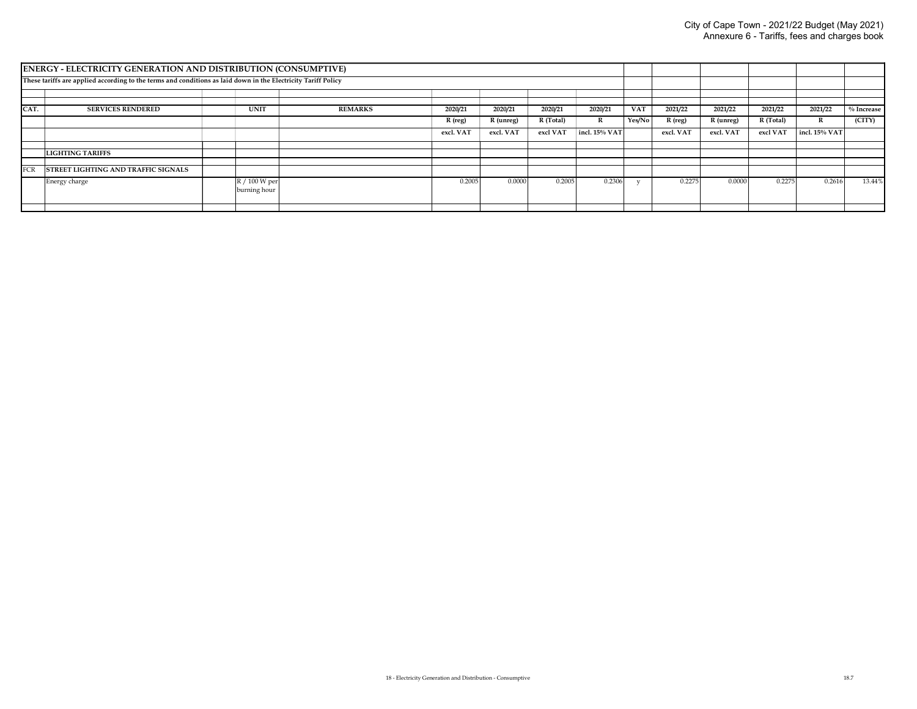| ENERGY - ELECTRICITY GENERATION AND DISTRIBUTION (CONSUMPTIVE) | | | | | | | | | | | | | | |
|---|---|---|---|---|---|---|---|---|---|---|---|---|---|---|
| These tariffs are applied according to the terms and conditions as laid down in the Electricity Tariff Policy | | | | | | | | | | | | | | |
| CAT. | SERVICES RENDERED | UNIT | REMARKS | 2020/21 | 2020/21 | 2020/21 | 2020/21 | VAT | 2021/22 | 2021/22 | 2021/22 | 2021/22 | % Increase |
| | | | | R (reg) | R (unreg) | R (Total) | R | Yes/No | R (reg) | R (unreg) | R (Total) | R | (CITY) |
| | | | | excl. VAT | excl. VAT | excl VAT | incl. 15% VAT | | excl. VAT | excl. VAT | excl VAT | incl. 15% VAT | |
| | **LIGHTING TARIFFS** | | | | | | | | | | | | |
| FCR | **STREET LIGHTING AND TRAFFIC SIGNALS** | | | | | | | | | | | | |
| | Energy charge | R / 100 W per burning hour | | 0.2005 | 0.0000 | 0.2005 | 0.2306 | y | 0.2275 | 0.0000 | 0.2275 | 0.2616 | 13.44% |